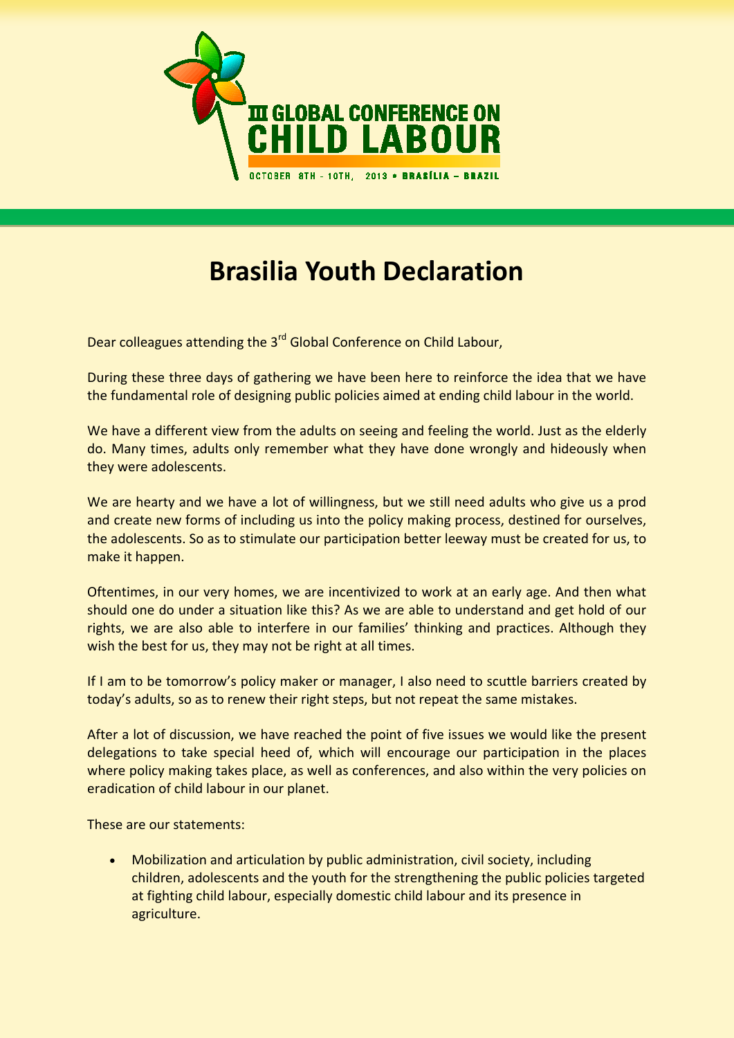III GLOBAL CONFERENCE ON CHILD LABOUR

OCTOBER 8TH - 10TH, 2013 • BRASÍLIA – BRAZIL

# Brasilia Youth Declaration

Dear colleagues attending the 3rd Global Conference on Child Labour,

During these three days of gathering we have been here to reinforce the idea that we have the fundamental role of designing public policies aimed at ending child labour in the world.

We have a different view from the adults on seeing and feeling the world. Just as the elderly do. Many times, adults only remember what they have done wrongly and hideously when they were adolescents.

We are hearty and we have a lot of willingness, but we still need adults who give us a prod and create new forms of including us into the policy making process, destined for ourselves, the adolescents. So as to stimulate our participation better leeway must be created for us, to make it happen.

Oftentimes, in our very homes, we are incentivized to work at an early age. And then what should one do under a situation like this? As we are able to understand and get hold of our rights, we are also able to interfere in our families' thinking and practices. Although they wish the best for us, they may not be right at all times.

If I am to be tomorrow's policy maker or manager, I also need to scuttle barriers created by today's adults, so as to renew their right steps, but not repeat the same mistakes.

After a lot of discussion, we have reached the point of five issues we would like the present delegations to take special heed of, which will encourage our participation in the places where policy making takes place, as well as conferences, and also within the very policies on eradication of child labour in our planet.

These are our statements:

- Mobilization and articulation by public administration, civil society, including children, adolescents and the youth for the strengthening the public policies targeted at fighting child labour, especially domestic child labour and its presence in agriculture.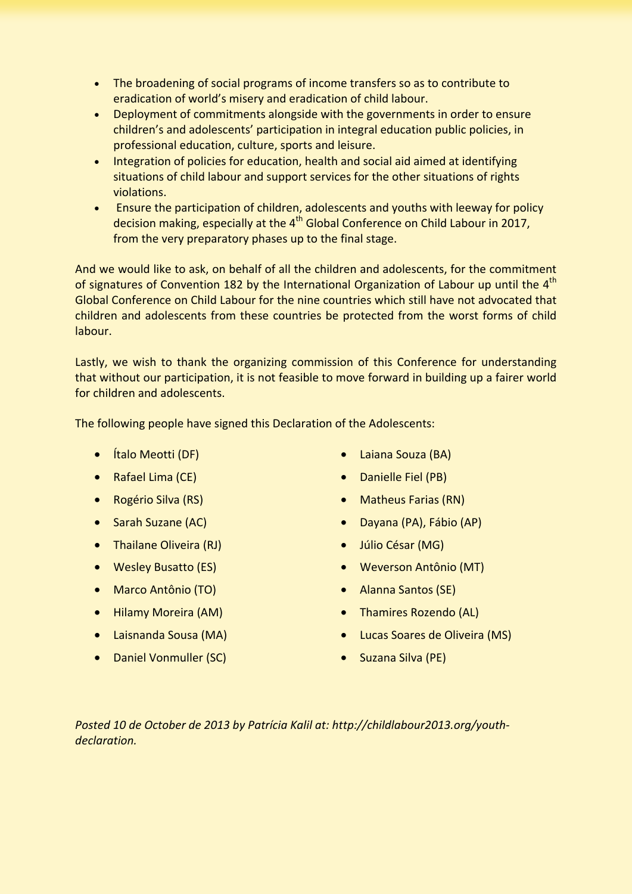- The broadening of social programs of income transfers so as to contribute to eradication of world's misery and eradication of child labour.
- Deployment of commitments alongside with the governments in order to ensure children's and adolescents' participation in integral education public policies, in professional education, culture, sports and leisure.
- Integration of policies for education, health and social aid aimed at identifying situations of child labour and support services for the other situations of rights violations.
- Ensure the participation of children, adolescents and youths with leeway for policy decision making, especially at the 4th Global Conference on Child Labour in 2017, from the very preparatory phases up to the final stage.

And we would like to ask, on behalf of all the children and adolescents, for the commitment of signatures of Convention 182 by the International Organization of Labour up until the 4th Global Conference on Child Labour for the nine countries which still have not advocated that children and adolescents from these countries be protected from the worst forms of child labour.

Lastly, we wish to thank the organizing commission of this Conference for understanding that without our participation, it is not feasible to move forward in building up a fairer world for children and adolescents.

The following people have signed this Declaration of the Adolescents:

- Ítalo Meotti (DF)
- Rafael Lima (CE)
- Rogério Silva (RS)
- Sarah Suzane (AC)
- Thailane Oliveira (RJ)
- Wesley Busatto (ES)
- Marco Antônio (TO)
- Hilamy Moreira (AM)
- Laisnanda Sousa (MA)
- Daniel Vonmuller (SC)
- Laiana Souza (BA)
- Danielle Fiel (PB)
- Matheus Farias (RN)
- Dayana (PA), Fábio (AP)
- Júlio César (MG)
- Weverson Antônio (MT)
- Alanna Santos (SE)
- Thamires Rozendo (AL)
- Lucas Soares de Oliveira (MS)
- Suzana Silva (PE)

*Posted 10 de October de 2013 by Patrícia Kalil at: http://childlabour2013.org/youth-declaration.*